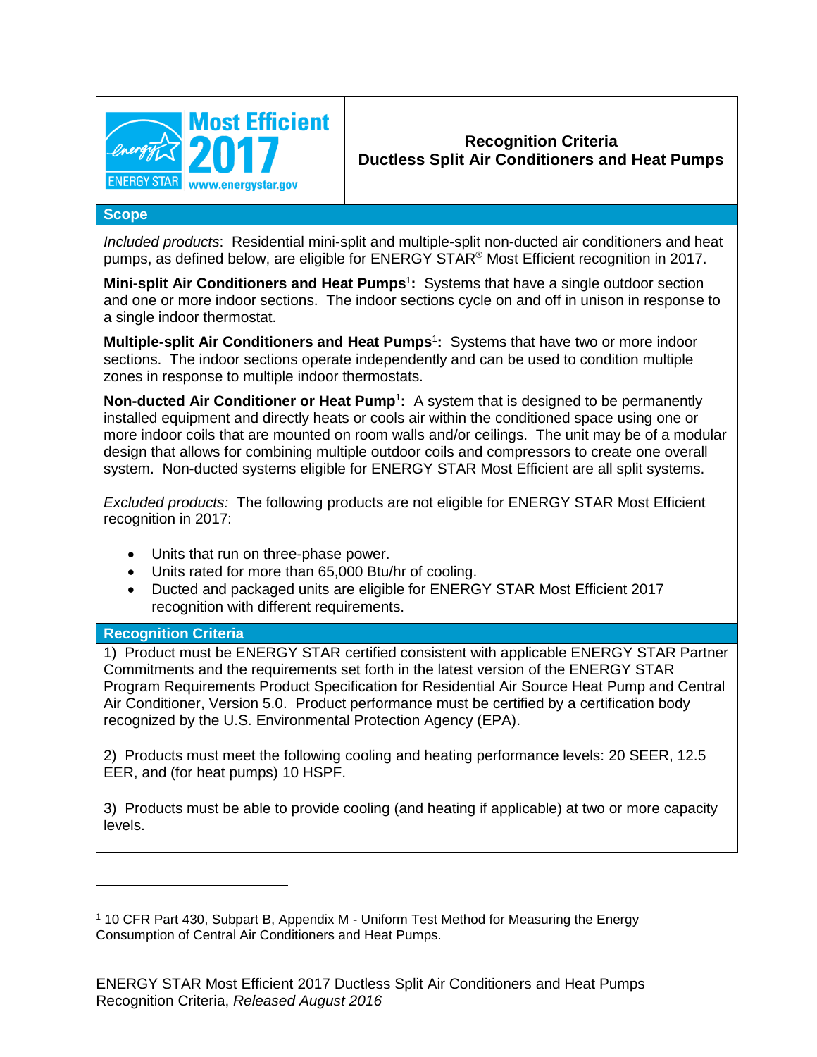Most Efficient 2017

ENERGY STAR www.energystar.gov

# Recognition Criteria
# Ductless Split Air Conditioners and Heat Pumps

## Scope

*Included products*: Residential mini-split and multiple-split non-ducted air conditioners and heat pumps, as defined below, are eligible for ENERGY STAR® Most Efficient recognition in 2017.

**Mini-split Air Conditioners and Heat Pumps**[1]**:** Systems that have a single outdoor section and one or more indoor sections. The indoor sections cycle on and off in unison in response to a single indoor thermostat.

**Multiple-split Air Conditioners and Heat Pumps**[1]**:** Systems that have two or more indoor sections. The indoor sections operate independently and can be used to condition multiple zones in response to multiple indoor thermostats.

**Non-ducted Air Conditioner or Heat Pump**[1]**:** A system that is designed to be permanently installed equipment and directly heats or cools air within the conditioned space using one or more indoor coils that are mounted on room walls and/or ceilings. The unit may be of a modular design that allows for combining multiple outdoor coils and compressors to create one overall system. Non-ducted systems eligible for ENERGY STAR Most Efficient are all split systems.

*Excluded products:* The following products are not eligible for ENERGY STAR Most Efficient recognition in 2017:

- Units that run on three-phase power.
- Units rated for more than 65,000 Btu/hr of cooling.
- Ducted and packaged units are eligible for ENERGY STAR Most Efficient 2017 recognition with different requirements.

## Recognition Criteria

1) Product must be ENERGY STAR certified consistent with applicable ENERGY STAR Partner Commitments and the requirements set forth in the latest version of the ENERGY STAR Program Requirements Product Specification for Residential Air Source Heat Pump and Central Air Conditioner, Version 5.0. Product performance must be certified by a certification body recognized by the U.S. Environmental Protection Agency (EPA).

2) Products must meet the following cooling and heating performance levels: 20 SEER, 12.5 EER, and (for heat pumps) 10 HSPF.

3) Products must be able to provide cooling (and heating if applicable) at two or more capacity levels.

---

[1] 10 CFR Part 430, Subpart B, Appendix M - Uniform Test Method for Measuring the Energy Consumption of Central Air Conditioners and Heat Pumps.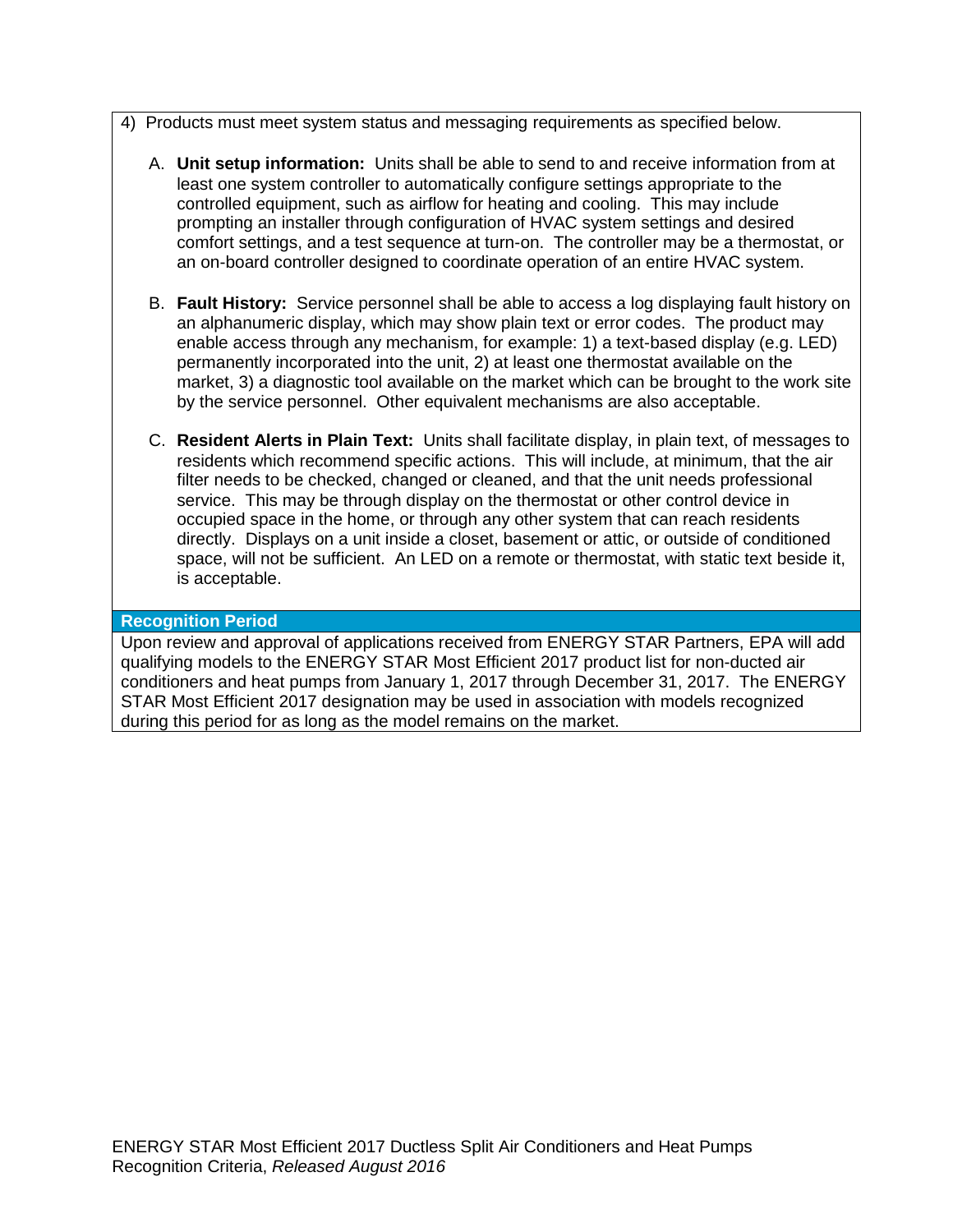4) Products must meet system status and messaging requirements as specified below.

A. **Unit setup information:** Units shall be able to send to and receive information from at least one system controller to automatically configure settings appropriate to the controlled equipment, such as airflow for heating and cooling. This may include prompting an installer through configuration of HVAC system settings and desired comfort settings, and a test sequence at turn-on. The controller may be a thermostat, or an on-board controller designed to coordinate operation of an entire HVAC system.

B. **Fault History:** Service personnel shall be able to access a log displaying fault history on an alphanumeric display, which may show plain text or error codes. The product may enable access through any mechanism, for example: 1) a text-based display (e.g. LED) permanently incorporated into the unit, 2) at least one thermostat available on the market, 3) a diagnostic tool available on the market which can be brought to the work site by the service personnel. Other equivalent mechanisms are also acceptable.

C. **Resident Alerts in Plain Text:** Units shall facilitate display, in plain text, of messages to residents which recommend specific actions. This will include, at minimum, that the air filter needs to be checked, changed or cleaned, and that the unit needs professional service. This may be through display on the thermostat or other control device in occupied space in the home, or through any other system that can reach residents directly. Displays on a unit inside a closet, basement or attic, or outside of conditioned space, will not be sufficient. An LED on a remote or thermostat, with static text beside it, is acceptable.

## Recognition Period

Upon review and approval of applications received from ENERGY STAR Partners, EPA will add qualifying models to the ENERGY STAR Most Efficient 2017 product list for non-ducted air conditioners and heat pumps from January 1, 2017 through December 31, 2017. The ENERGY STAR Most Efficient 2017 designation may be used in association with models recognized during this period for as long as the model remains on the market.